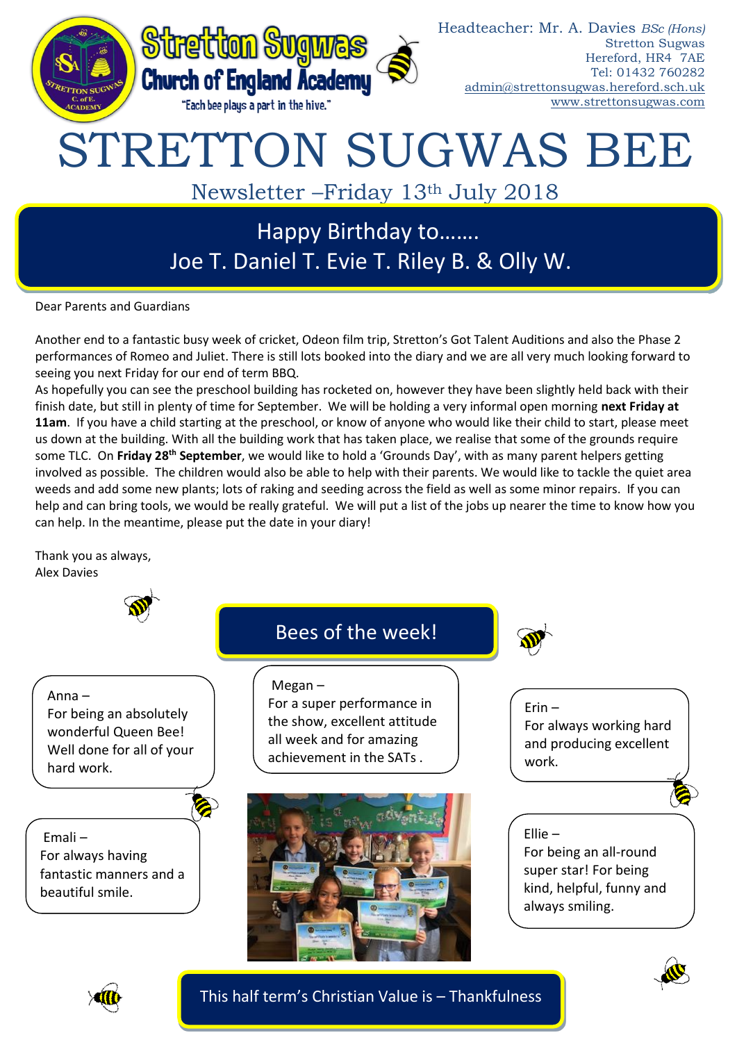Stretton Sugwas Church of England Academy

"Each bee plays a part in the hive."

Headteacher: Mr. A. Davies *BSc (Hons)*
Stretton Sugwas
Hereford, HR4 7AE
Tel: 01432 760282
admin@strettonsugwas.hereford.sch.uk
www.strettonsugwas.com

# STRETTON SUGWAS BEE

## Newsletter –Friday 13th July 2018

## Happy Birthday to…….
## Joe T. Daniel T. Evie T. Riley B. & Olly W.

Dear Parents and Guardians

Another end to a fantastic busy week of cricket, Odeon film trip, Stretton's Got Talent Auditions and also the Phase 2 performances of Romeo and Juliet. There is still lots booked into the diary and we are all very much looking forward to seeing you next Friday for our end of term BBQ.

As hopefully you can see the preschool building has rocketed on, however they have been slightly held back with their finish date, but still in plenty of time for September. We will be holding a very informal open morning **next Friday at 11am**. If you have a child starting at the preschool, or know of anyone who would like their child to start, please meet us down at the building. With all the building work that has taken place, we realise that some of the grounds require some TLC. On **Friday 28th September**, we would like to hold a 'Grounds Day', with as many parent helpers getting involved as possible. The children would also be able to help with their parents. We would like to tackle the quiet area weeds and add some new plants; lots of raking and seeding across the field as well as some minor repairs. If you can help and can bring tools, we would be really grateful. We will put a list of the jobs up nearer the time to know how you can help. In the meantime, please put the date in your diary!

Thank you as always,
Alex Davies

## Bees of the week!

Anna –
For being an absolutely wonderful Queen Bee! Well done for all of your hard work.

Megan –
For a super performance in the show, excellent attitude all week and for amazing achievement in the SATs .

Erin –
For always working hard and producing excellent work.

Emali –
For always having fantastic manners and a beautiful smile.

Ellie –
For being an all-round super star! For being kind, helpful, funny and always smiling.

This half term's Christian Value is – Thankfulness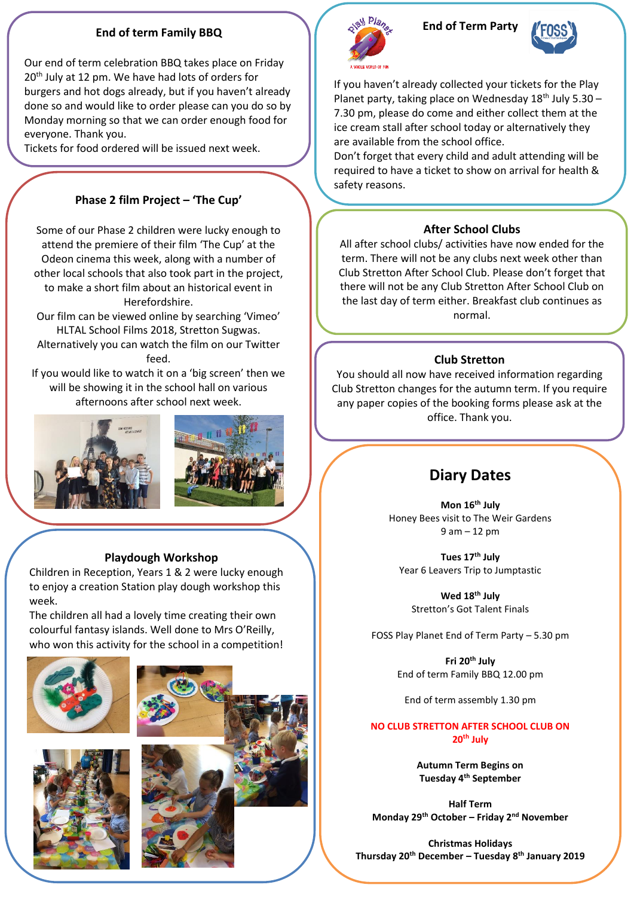## End of term Family BBQ

Our end of term celebration BBQ takes place on Friday 20th July at 12 pm. We have had lots of orders for burgers and hot dogs already, but if you haven't already done so and would like to order please can you do so by Monday morning so that we can order enough food for everyone. Thank you.
Tickets for food ordered will be issued next week.

## Phase 2 film Project – 'The Cup'

Some of our Phase 2 children were lucky enough to attend the premiere of their film 'The Cup' at the Odeon cinema this week, along with a number of other local schools that also took part in the project, to make a short film about an historical event in Herefordshire.

Our film can be viewed online by searching 'Vimeo' HLTAL School Films 2018, Stretton Sugwas.
Alternatively you can watch the film on our Twitter feed.

If you would like to watch it on a 'big screen' then we will be showing it in the school hall on various afternoons after school next week.

## Playdough Workshop

Children in Reception, Years 1 & 2 were lucky enough to enjoy a creation Station play dough workshop this week.

The children all had a lovely time creating their own colourful fantasy islands. Well done to Mrs O'Reilly, who won this activity for the school in a competition!

## End of Term Party

If you haven't already collected your tickets for the Play Planet party, taking place on Wednesday 18th July 5.30 – 7.30 pm, please do come and either collect them at the ice cream stall after school today or alternatively they are available from the school office.

Don't forget that every child and adult attending will be required to have a ticket to show on arrival for health & safety reasons.

## After School Clubs

All after school clubs/ activities have now ended for the term. There will not be any clubs next week other than Club Stretton After School Club. Please don't forget that there will not be any Club Stretton After School Club on the last day of term either. Breakfast club continues as normal.

## Club Stretton

You should all now have received information regarding Club Stretton changes for the autumn term. If you require any paper copies of the booking forms please ask at the office. Thank you.

## Diary Dates

**Mon 16th July**
Honey Bees visit to The Weir Gardens
9 am – 12 pm

**Tues 17th July**
Year 6 Leavers Trip to Jumptastic

**Wed 18th July**
Stretton's Got Talent Finals

FOSS Play Planet End of Term Party – 5.30 pm

**Fri 20th July**
End of term Family BBQ 12.00 pm

End of term assembly 1.30 pm

**NO CLUB STRETTON AFTER SCHOOL CLUB ON 20th July**

**Autumn Term Begins on Tuesday 4th September**

**Half Term**
**Monday 29th October – Friday 2nd November**

**Christmas Holidays**
**Thursday 20th December – Tuesday 8th January 2019**